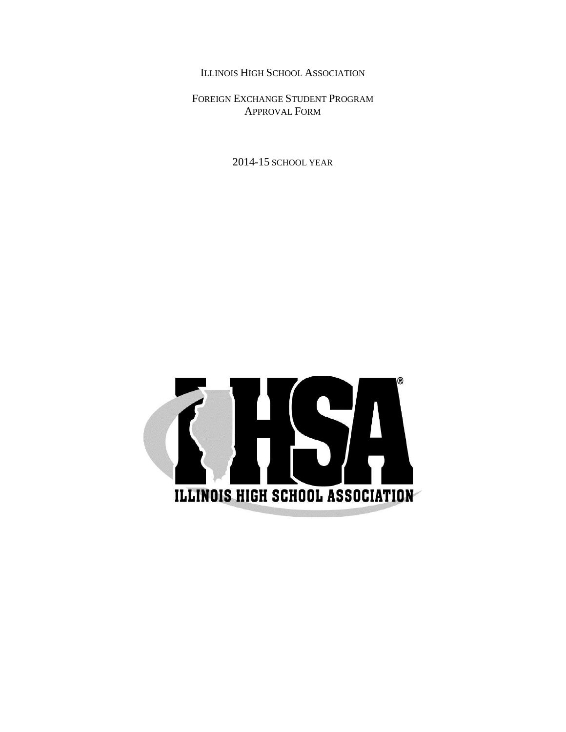# ILLINOIS HIGH SCHOOL ASSOCIATION

## FOREIGN EXCHANGE STUDENT PROGRAM APPROVAL FORM

2014-15 SCHOOL YEAR

ILLINOIS HIGH SCHOOL ASSOCIATION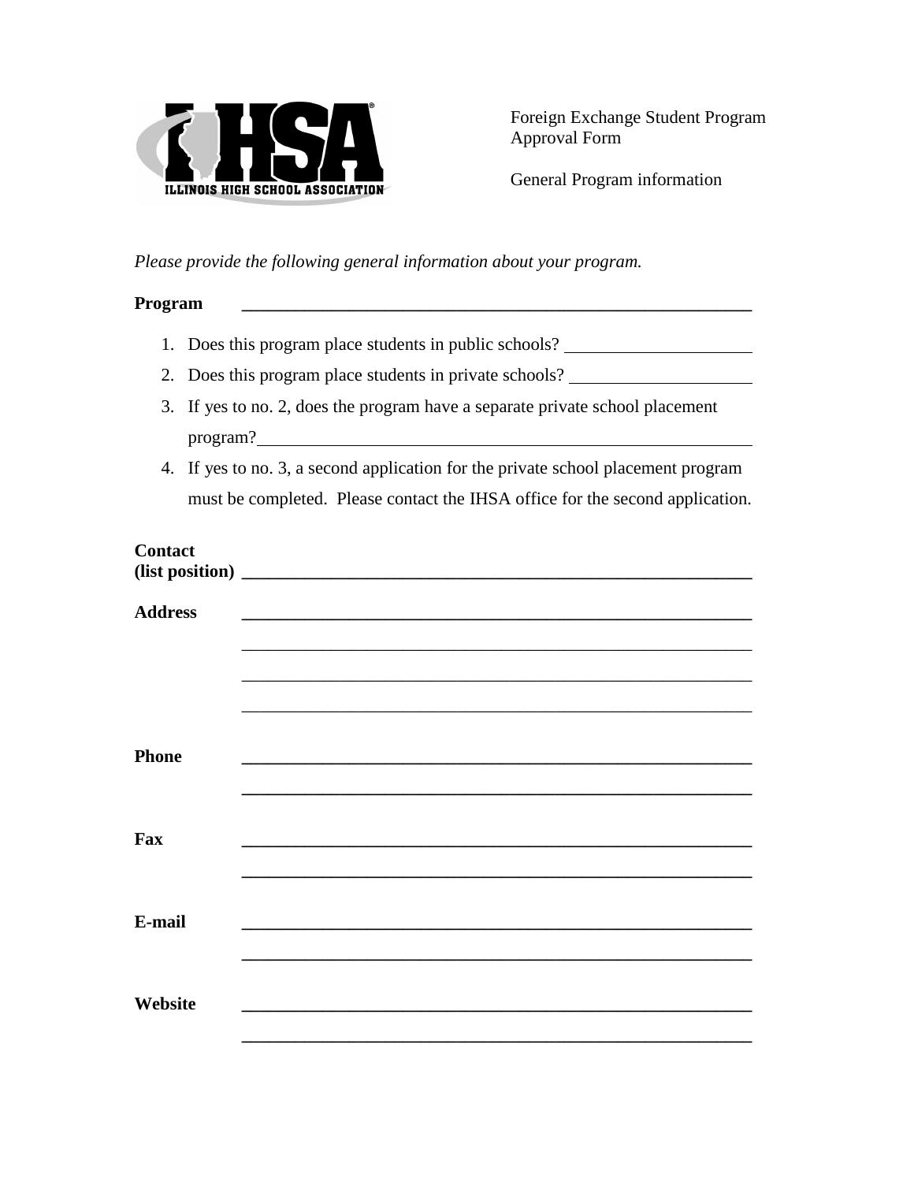Foreign Exchange Student Program Approval Form

General Program information

*Please provide the following general information about your program.*

**Program** ____________________________________________________________

1. Does this program place students in public schools? ____________________
2. Does this program place students in private schools? ____________________
3. If yes to no. 2, does the program have a separate private school placement program?______________________________________________________
4. If yes to no. 3, a second application for the private school placement program must be completed. Please contact the IHSA office for the second application.

**Contact (list position)** ____________________________________________________________

**Address** ____________________________________________________________

____________________________________________________________

____________________________________________________________

____________________________________________________________

**Phone** ____________________________________________________________

____________________________________________________________

**Fax** ____________________________________________________________

____________________________________________________________

**E-mail** ____________________________________________________________

____________________________________________________________

**Website** ____________________________________________________________

____________________________________________________________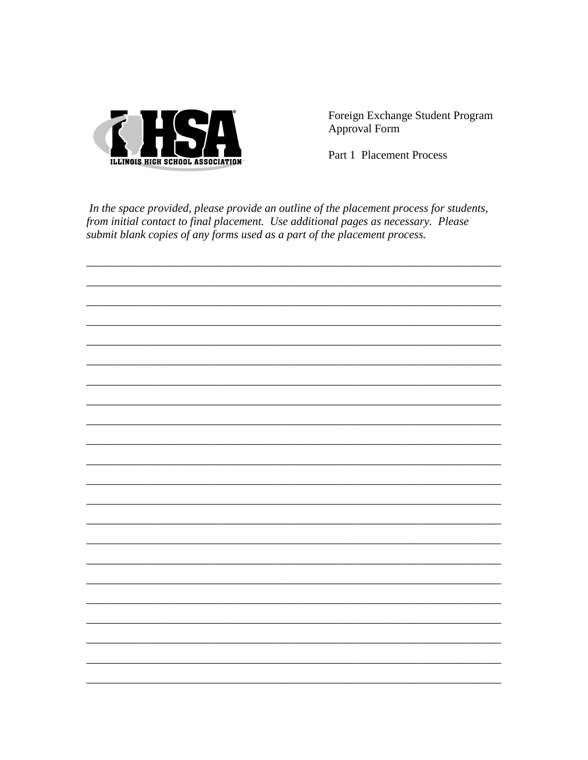ILLINOIS HIGH SCHOOL ASSOCIATION

Foreign Exchange Student Program Approval Form

Part 1 Placement Process

*In the space provided, please provide an outline of the placement process for students, from initial contact to final placement. Use additional pages as necessary. Please submit blank copies of any forms used as a part of the placement process.*

______________________________________________________________________

______________________________________________________________________

______________________________________________________________________

______________________________________________________________________

______________________________________________________________________

______________________________________________________________________

______________________________________________________________________

______________________________________________________________________

______________________________________________________________________

______________________________________________________________________

______________________________________________________________________

______________________________________________________________________

______________________________________________________________________

______________________________________________________________________

______________________________________________________________________

______________________________________________________________________

______________________________________________________________________

______________________________________________________________________

______________________________________________________________________

______________________________________________________________________

______________________________________________________________________

______________________________________________________________________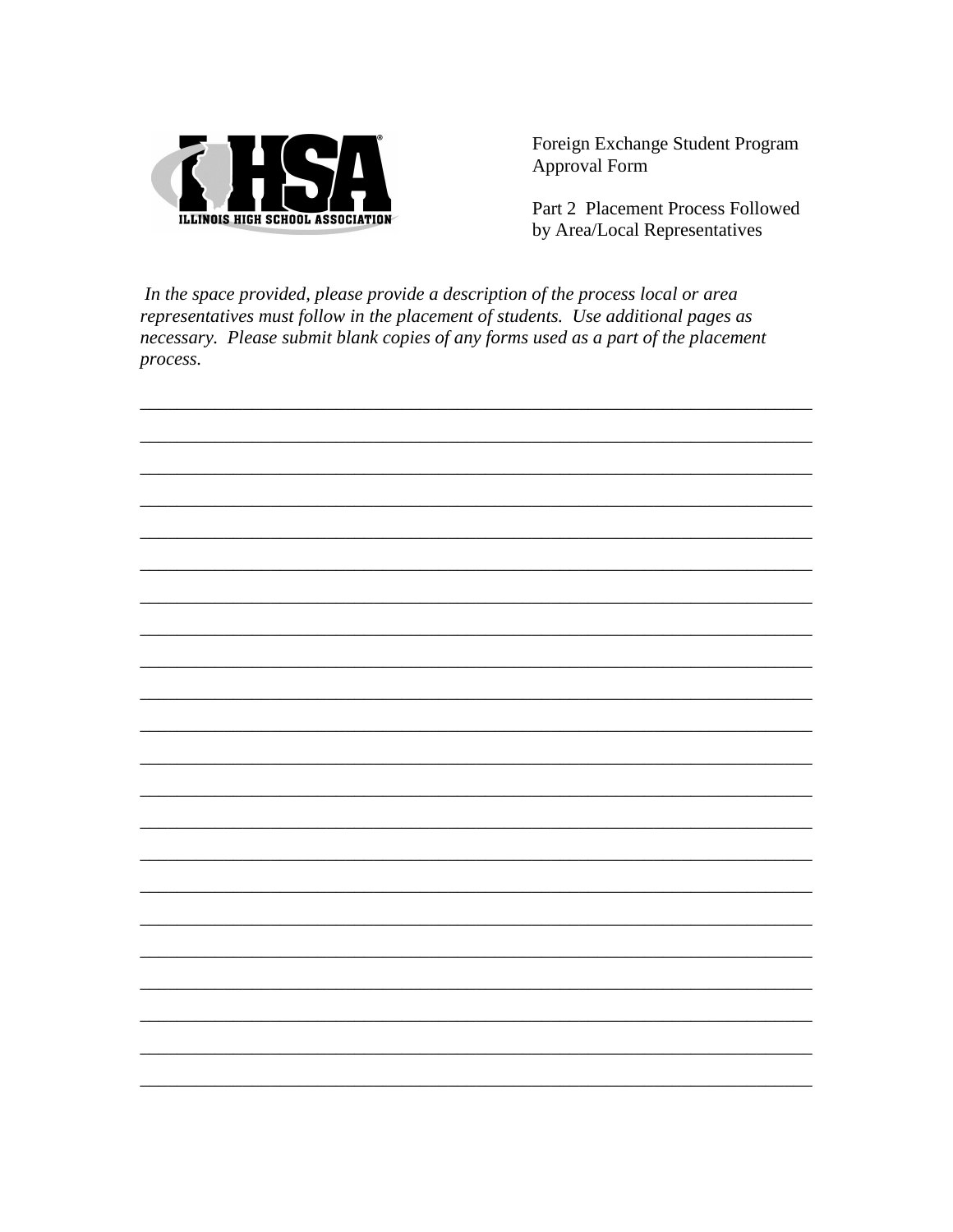Foreign Exchange Student Program Approval Form

Part 2 Placement Process Followed by Area/Local Representatives

*In the space provided, please provide a description of the process local or area representatives must follow in the placement of students. Use additional pages as necessary. Please submit blank copies of any forms used as a part of the placement process.*

______________________________________________________________________

______________________________________________________________________

______________________________________________________________________

______________________________________________________________________

______________________________________________________________________

______________________________________________________________________

______________________________________________________________________

______________________________________________________________________

______________________________________________________________________

______________________________________________________________________

______________________________________________________________________

______________________________________________________________________

______________________________________________________________________

______________________________________________________________________

______________________________________________________________________

______________________________________________________________________

______________________________________________________________________

______________________________________________________________________

______________________________________________________________________

______________________________________________________________________

______________________________________________________________________

______________________________________________________________________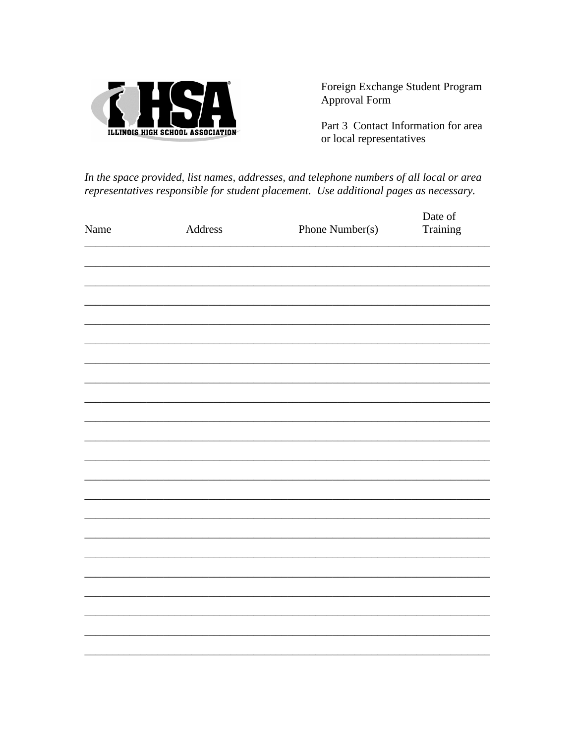Foreign Exchange Student Program Approval Form

Part 3 Contact Information for area or local representatives

*In the space provided, list names, addresses, and telephone numbers of all local or area representatives responsible for student placement. Use additional pages as necessary.*

| Name | Address | Phone Number(s) | Date of Training |
|---|---|---|---|
| | | | |
| | | | |
| | | | |
| | | | |
| | | | |
| | | | |
| | | | |
| | | | |
| | | | |
| | | | |
| | | | |
| | | | |
| | | | |
| | | | |
| | | | |
| | | | |
| | | | |
| | | | |
| | | | |
| | | | |
| | | | |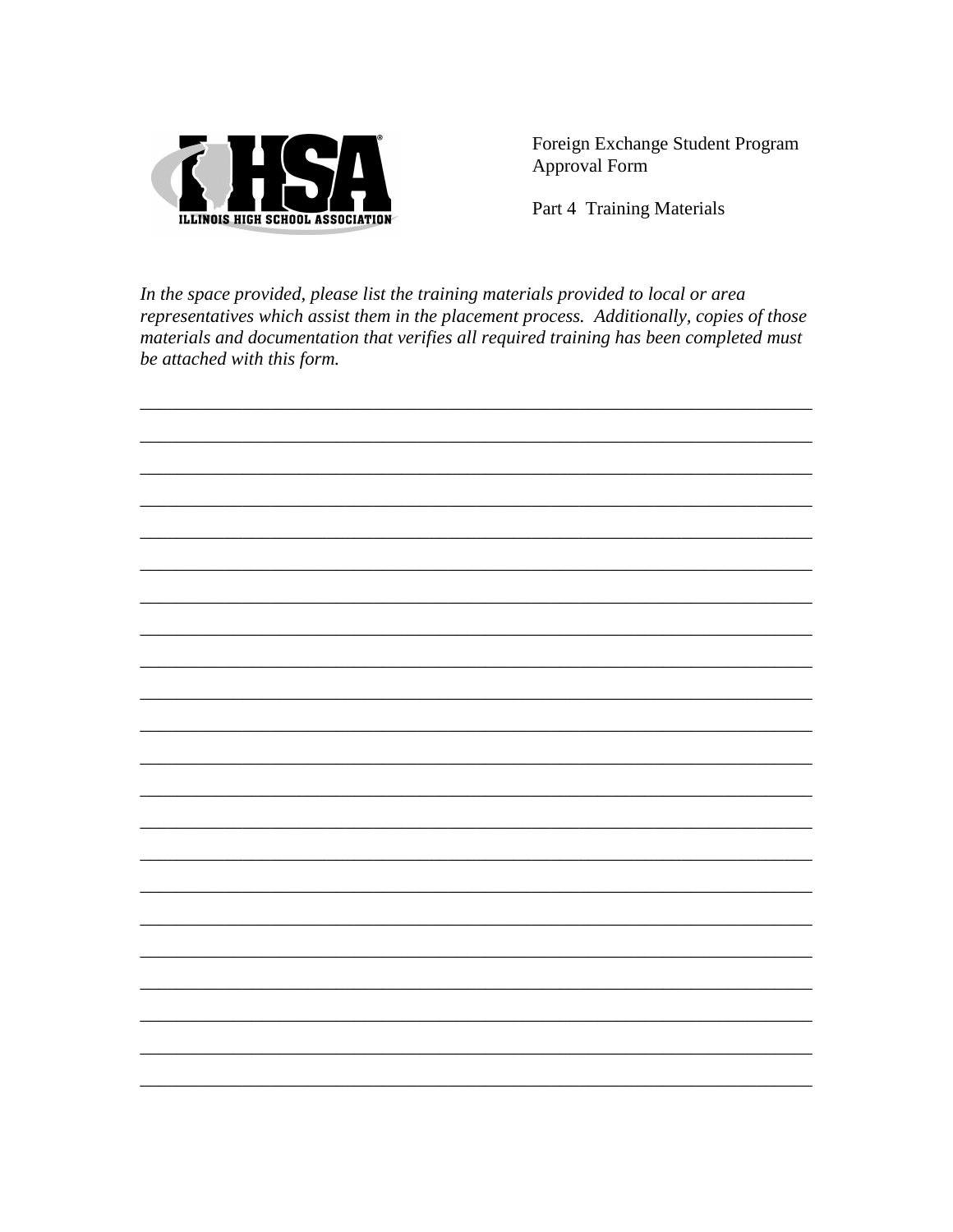Foreign Exchange Student Program
Approval Form

Part 4 Training Materials

*In the space provided, please list the training materials provided to local or area representatives which assist them in the placement process. Additionally, copies of those materials and documentation that verifies all required training has been completed must be attached with this form.*

______________________________________________________________________

______________________________________________________________________

______________________________________________________________________

______________________________________________________________________

______________________________________________________________________

______________________________________________________________________

______________________________________________________________________

______________________________________________________________________

______________________________________________________________________

______________________________________________________________________

______________________________________________________________________

______________________________________________________________________

______________________________________________________________________

______________________________________________________________________

______________________________________________________________________

______________________________________________________________________

______________________________________________________________________

______________________________________________________________________

______________________________________________________________________

______________________________________________________________________

______________________________________________________________________

______________________________________________________________________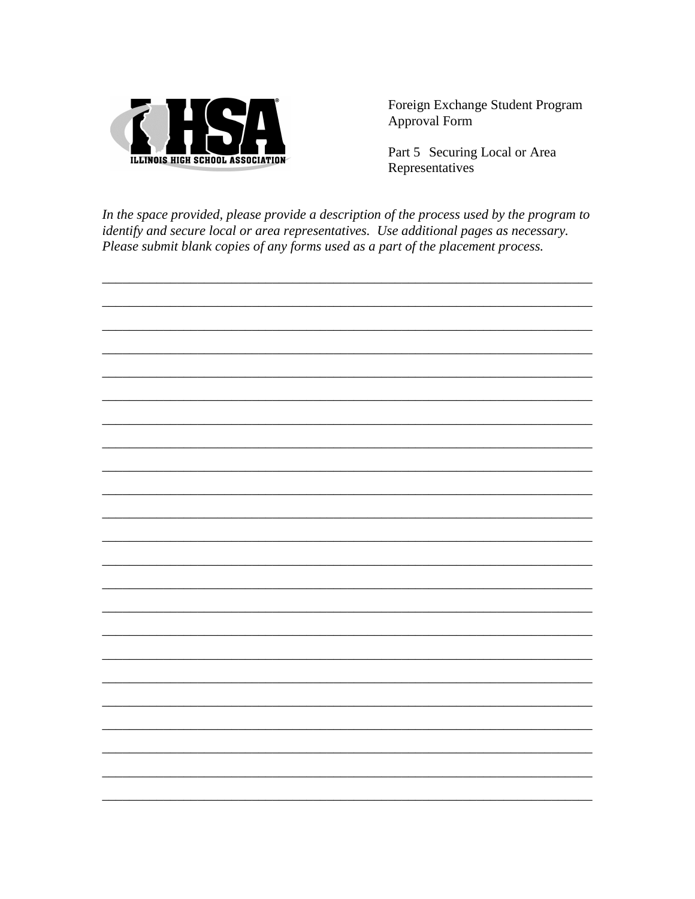ILLINOIS HIGH SCHOOL ASSOCIATION

Foreign Exchange Student Program Approval Form

Part 5 Securing Local or Area Representatives

*In the space provided, please provide a description of the process used by the program to identify and secure local or area representatives. Use additional pages as necessary. Please submit blank copies of any forms used as a part of the placement process.*

\_\_\_\_\_\_\_\_\_\_\_\_\_\_\_\_\_\_\_\_\_\_\_\_\_\_\_\_\_\_\_\_\_\_\_\_\_\_\_\_\_\_\_\_\_\_\_\_\_\_\_\_\_\_\_\_\_\_\_\_\_\_\_\_\_\_\_\_\_\_\_\_

\_\_\_\_\_\_\_\_\_\_\_\_\_\_\_\_\_\_\_\_\_\_\_\_\_\_\_\_\_\_\_\_\_\_\_\_\_\_\_\_\_\_\_\_\_\_\_\_\_\_\_\_\_\_\_\_\_\_\_\_\_\_\_\_\_\_\_\_\_\_\_\_

\_\_\_\_\_\_\_\_\_\_\_\_\_\_\_\_\_\_\_\_\_\_\_\_\_\_\_\_\_\_\_\_\_\_\_\_\_\_\_\_\_\_\_\_\_\_\_\_\_\_\_\_\_\_\_\_\_\_\_\_\_\_\_\_\_\_\_\_\_\_\_\_

\_\_\_\_\_\_\_\_\_\_\_\_\_\_\_\_\_\_\_\_\_\_\_\_\_\_\_\_\_\_\_\_\_\_\_\_\_\_\_\_\_\_\_\_\_\_\_\_\_\_\_\_\_\_\_\_\_\_\_\_\_\_\_\_\_\_\_\_\_\_\_\_

\_\_\_\_\_\_\_\_\_\_\_\_\_\_\_\_\_\_\_\_\_\_\_\_\_\_\_\_\_\_\_\_\_\_\_\_\_\_\_\_\_\_\_\_\_\_\_\_\_\_\_\_\_\_\_\_\_\_\_\_\_\_\_\_\_\_\_\_\_\_\_\_

\_\_\_\_\_\_\_\_\_\_\_\_\_\_\_\_\_\_\_\_\_\_\_\_\_\_\_\_\_\_\_\_\_\_\_\_\_\_\_\_\_\_\_\_\_\_\_\_\_\_\_\_\_\_\_\_\_\_\_\_\_\_\_\_\_\_\_\_\_\_\_\_

\_\_\_\_\_\_\_\_\_\_\_\_\_\_\_\_\_\_\_\_\_\_\_\_\_\_\_\_\_\_\_\_\_\_\_\_\_\_\_\_\_\_\_\_\_\_\_\_\_\_\_\_\_\_\_\_\_\_\_\_\_\_\_\_\_\_\_\_\_\_\_\_

\_\_\_\_\_\_\_\_\_\_\_\_\_\_\_\_\_\_\_\_\_\_\_\_\_\_\_\_\_\_\_\_\_\_\_\_\_\_\_\_\_\_\_\_\_\_\_\_\_\_\_\_\_\_\_\_\_\_\_\_\_\_\_\_\_\_\_\_\_\_\_\_

\_\_\_\_\_\_\_\_\_\_\_\_\_\_\_\_\_\_\_\_\_\_\_\_\_\_\_\_\_\_\_\_\_\_\_\_\_\_\_\_\_\_\_\_\_\_\_\_\_\_\_\_\_\_\_\_\_\_\_\_\_\_\_\_\_\_\_\_\_\_\_\_

\_\_\_\_\_\_\_\_\_\_\_\_\_\_\_\_\_\_\_\_\_\_\_\_\_\_\_\_\_\_\_\_\_\_\_\_\_\_\_\_\_\_\_\_\_\_\_\_\_\_\_\_\_\_\_\_\_\_\_\_\_\_\_\_\_\_\_\_\_\_\_\_

\_\_\_\_\_\_\_\_\_\_\_\_\_\_\_\_\_\_\_\_\_\_\_\_\_\_\_\_\_\_\_\_\_\_\_\_\_\_\_\_\_\_\_\_\_\_\_\_\_\_\_\_\_\_\_\_\_\_\_\_\_\_\_\_\_\_\_\_\_\_\_\_

\_\_\_\_\_\_\_\_\_\_\_\_\_\_\_\_\_\_\_\_\_\_\_\_\_\_\_\_\_\_\_\_\_\_\_\_\_\_\_\_\_\_\_\_\_\_\_\_\_\_\_\_\_\_\_\_\_\_\_\_\_\_\_\_\_\_\_\_\_\_\_\_

\_\_\_\_\_\_\_\_\_\_\_\_\_\_\_\_\_\_\_\_\_\_\_\_\_\_\_\_\_\_\_\_\_\_\_\_\_\_\_\_\_\_\_\_\_\_\_\_\_\_\_\_\_\_\_\_\_\_\_\_\_\_\_\_\_\_\_\_\_\_\_\_

\_\_\_\_\_\_\_\_\_\_\_\_\_\_\_\_\_\_\_\_\_\_\_\_\_\_\_\_\_\_\_\_\_\_\_\_\_\_\_\_\_\_\_\_\_\_\_\_\_\_\_\_\_\_\_\_\_\_\_\_\_\_\_\_\_\_\_\_\_\_\_\_

\_\_\_\_\_\_\_\_\_\_\_\_\_\_\_\_\_\_\_\_\_\_\_\_\_\_\_\_\_\_\_\_\_\_\_\_\_\_\_\_\_\_\_\_\_\_\_\_\_\_\_\_\_\_\_\_\_\_\_\_\_\_\_\_\_\_\_\_\_\_\_\_

\_\_\_\_\_\_\_\_\_\_\_\_\_\_\_\_\_\_\_\_\_\_\_\_\_\_\_\_\_\_\_\_\_\_\_\_\_\_\_\_\_\_\_\_\_\_\_\_\_\_\_\_\_\_\_\_\_\_\_\_\_\_\_\_\_\_\_\_\_\_\_\_

\_\_\_\_\_\_\_\_\_\_\_\_\_\_\_\_\_\_\_\_\_\_\_\_\_\_\_\_\_\_\_\_\_\_\_\_\_\_\_\_\_\_\_\_\_\_\_\_\_\_\_\_\_\_\_\_\_\_\_\_\_\_\_\_\_\_\_\_\_\_\_\_

\_\_\_\_\_\_\_\_\_\_\_\_\_\_\_\_\_\_\_\_\_\_\_\_\_\_\_\_\_\_\_\_\_\_\_\_\_\_\_\_\_\_\_\_\_\_\_\_\_\_\_\_\_\_\_\_\_\_\_\_\_\_\_\_\_\_\_\_\_\_\_\_

\_\_\_\_\_\_\_\_\_\_\_\_\_\_\_\_\_\_\_\_\_\_\_\_\_\_\_\_\_\_\_\_\_\_\_\_\_\_\_\_\_\_\_\_\_\_\_\_\_\_\_\_\_\_\_\_\_\_\_\_\_\_\_\_\_\_\_\_\_\_\_\_

\_\_\_\_\_\_\_\_\_\_\_\_\_\_\_\_\_\_\_\_\_\_\_\_\_\_\_\_\_\_\_\_\_\_\_\_\_\_\_\_\_\_\_\_\_\_\_\_\_\_\_\_\_\_\_\_\_\_\_\_\_\_\_\_\_\_\_\_\_\_\_\_

\_\_\_\_\_\_\_\_\_\_\_\_\_\_\_\_\_\_\_\_\_\_\_\_\_\_\_\_\_\_\_\_\_\_\_\_\_\_\_\_\_\_\_\_\_\_\_\_\_\_\_\_\_\_\_\_\_\_\_\_\_\_\_\_\_\_\_\_\_\_\_\_

\_\_\_\_\_\_\_\_\_\_\_\_\_\_\_\_\_\_\_\_\_\_\_\_\_\_\_\_\_\_\_\_\_\_\_\_\_\_\_\_\_\_\_\_\_\_\_\_\_\_\_\_\_\_\_\_\_\_\_\_\_\_\_\_\_\_\_\_\_\_\_\_

\_\_\_\_\_\_\_\_\_\_\_\_\_\_\_\_\_\_\_\_\_\_\_\_\_\_\_\_\_\_\_\_\_\_\_\_\_\_\_\_\_\_\_\_\_\_\_\_\_\_\_\_\_\_\_\_\_\_\_\_\_\_\_\_\_\_\_\_\_\_\_\_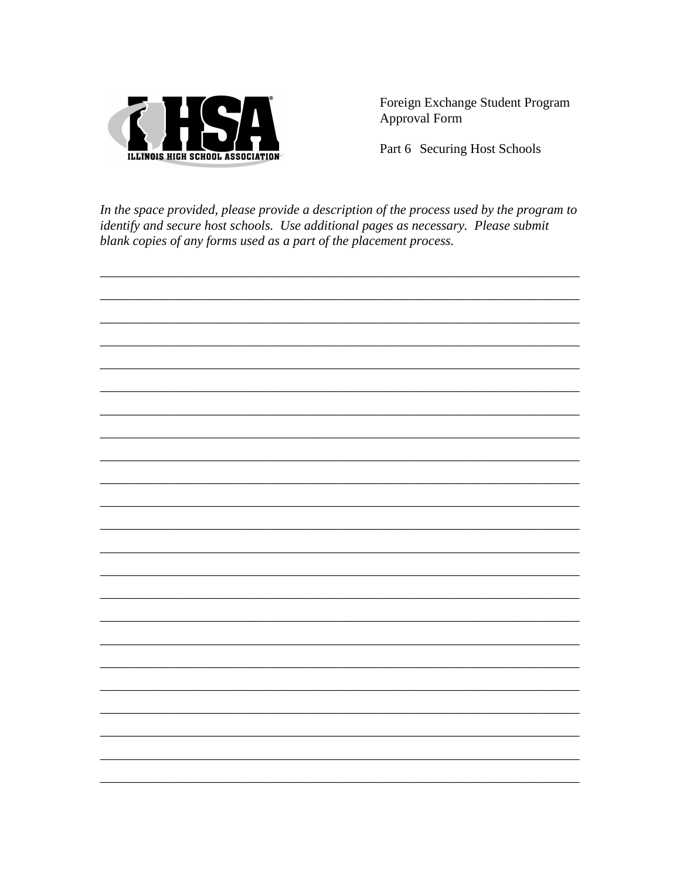ILLINOIS HIGH SCHOOL ASSOCIATION

Foreign Exchange Student Program Approval Form

Part 6 Securing Host Schools

*In the space provided, please provide a description of the process used by the program to identify and secure host schools. Use additional pages as necessary. Please submit blank copies of any forms used as a part of the placement process.*

___________________________________________________________________________

___________________________________________________________________________

___________________________________________________________________________

___________________________________________________________________________

___________________________________________________________________________

___________________________________________________________________________

___________________________________________________________________________

___________________________________________________________________________

___________________________________________________________________________

___________________________________________________________________________

___________________________________________________________________________

___________________________________________________________________________

___________________________________________________________________________

___________________________________________________________________________

___________________________________________________________________________

___________________________________________________________________________

___________________________________________________________________________

___________________________________________________________________________

___________________________________________________________________________

___________________________________________________________________________

___________________________________________________________________________

___________________________________________________________________________

___________________________________________________________________________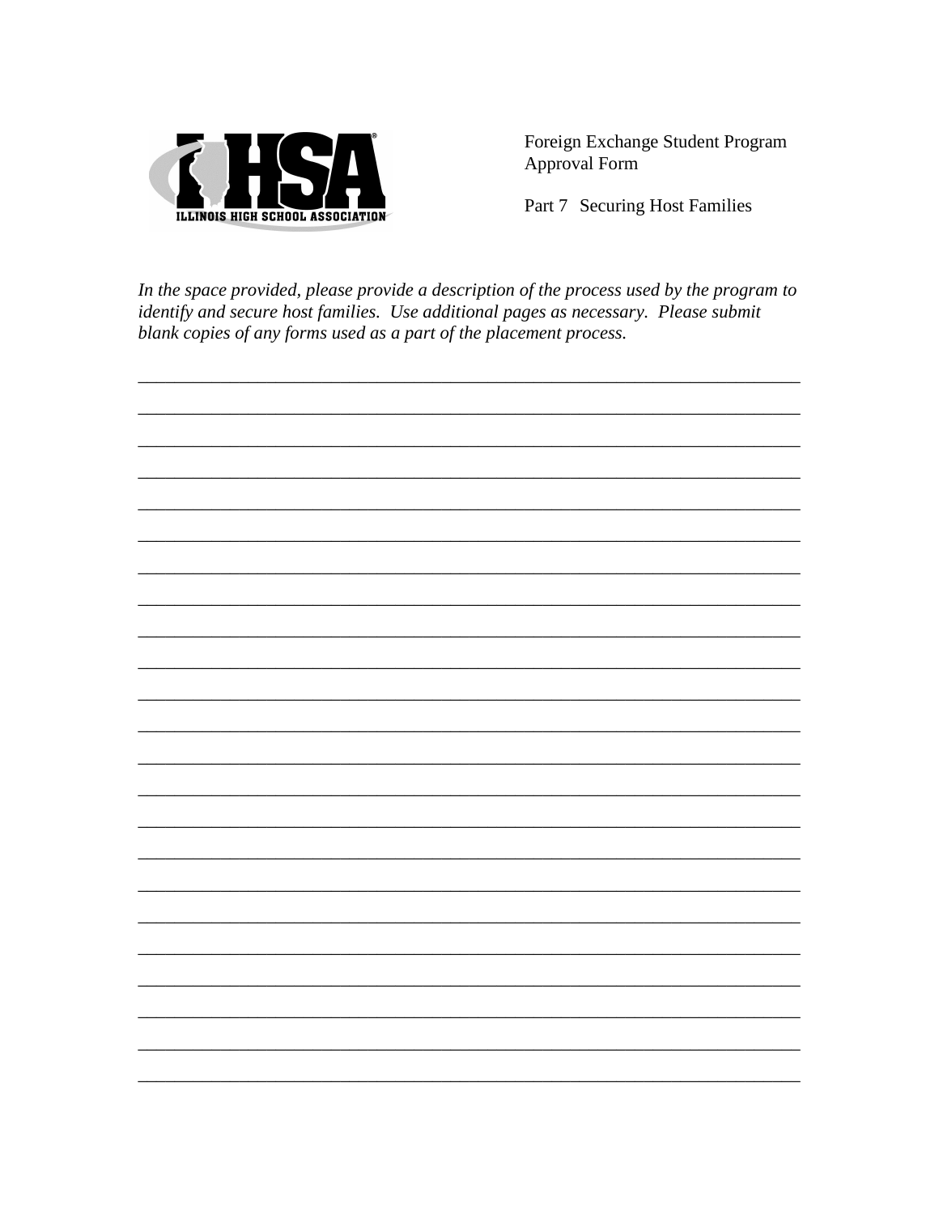Foreign Exchange Student Program
Approval Form

Part 7 Securing Host Families

*In the space provided, please provide a description of the process used by the program to identify and secure host families. Use additional pages as necessary. Please submit blank copies of any forms used as a part of the placement process.*

______________________________________________________________________

______________________________________________________________________

______________________________________________________________________

______________________________________________________________________

______________________________________________________________________

______________________________________________________________________

______________________________________________________________________

______________________________________________________________________

______________________________________________________________________

______________________________________________________________________

______________________________________________________________________

______________________________________________________________________

______________________________________________________________________

______________________________________________________________________

______________________________________________________________________

______________________________________________________________________

______________________________________________________________________

______________________________________________________________________

______________________________________________________________________

______________________________________________________________________

______________________________________________________________________

______________________________________________________________________

______________________________________________________________________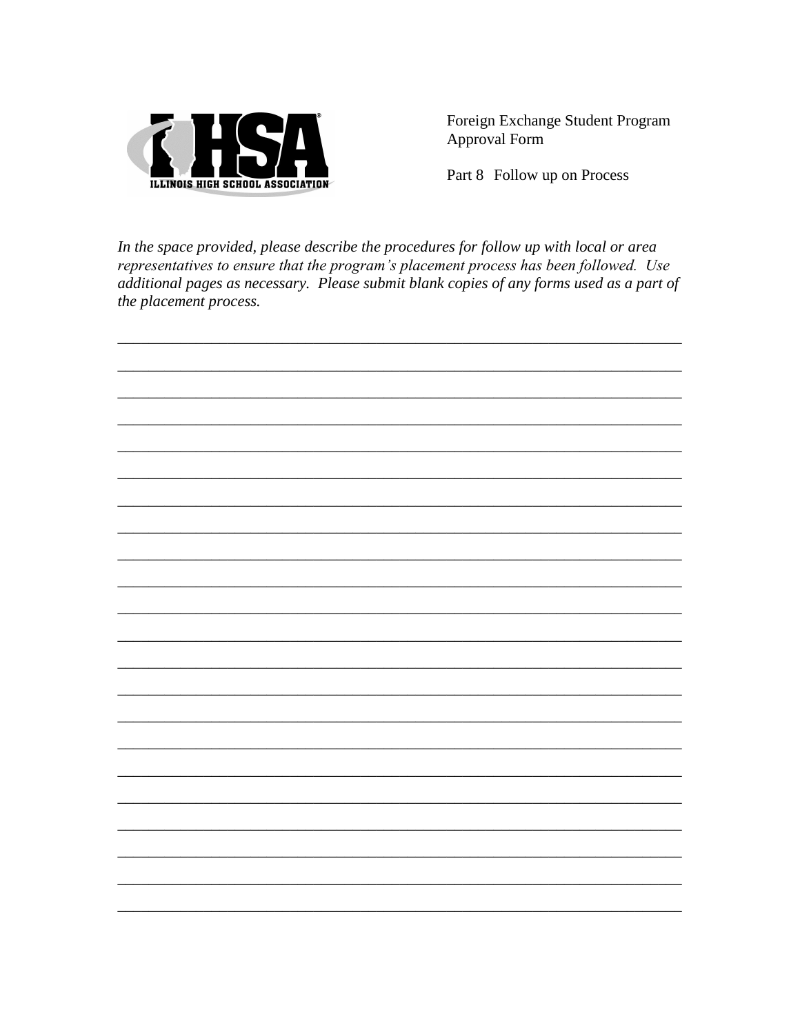ILLINOIS HIGH SCHOOL ASSOCIATION

Foreign Exchange Student Program Approval Form

Part 8 Follow up on Process

*In the space provided, please describe the procedures for follow up with local or area representatives to ensure that the program's placement process has been followed. Use additional pages as necessary. Please submit blank copies of any forms used as a part of the placement process.*

______________________________________________________________________

______________________________________________________________________

______________________________________________________________________

______________________________________________________________________

______________________________________________________________________

______________________________________________________________________

______________________________________________________________________

______________________________________________________________________

______________________________________________________________________

______________________________________________________________________

______________________________________________________________________

______________________________________________________________________

______________________________________________________________________

______________________________________________________________________

______________________________________________________________________

______________________________________________________________________

______________________________________________________________________

______________________________________________________________________

______________________________________________________________________

______________________________________________________________________

______________________________________________________________________

______________________________________________________________________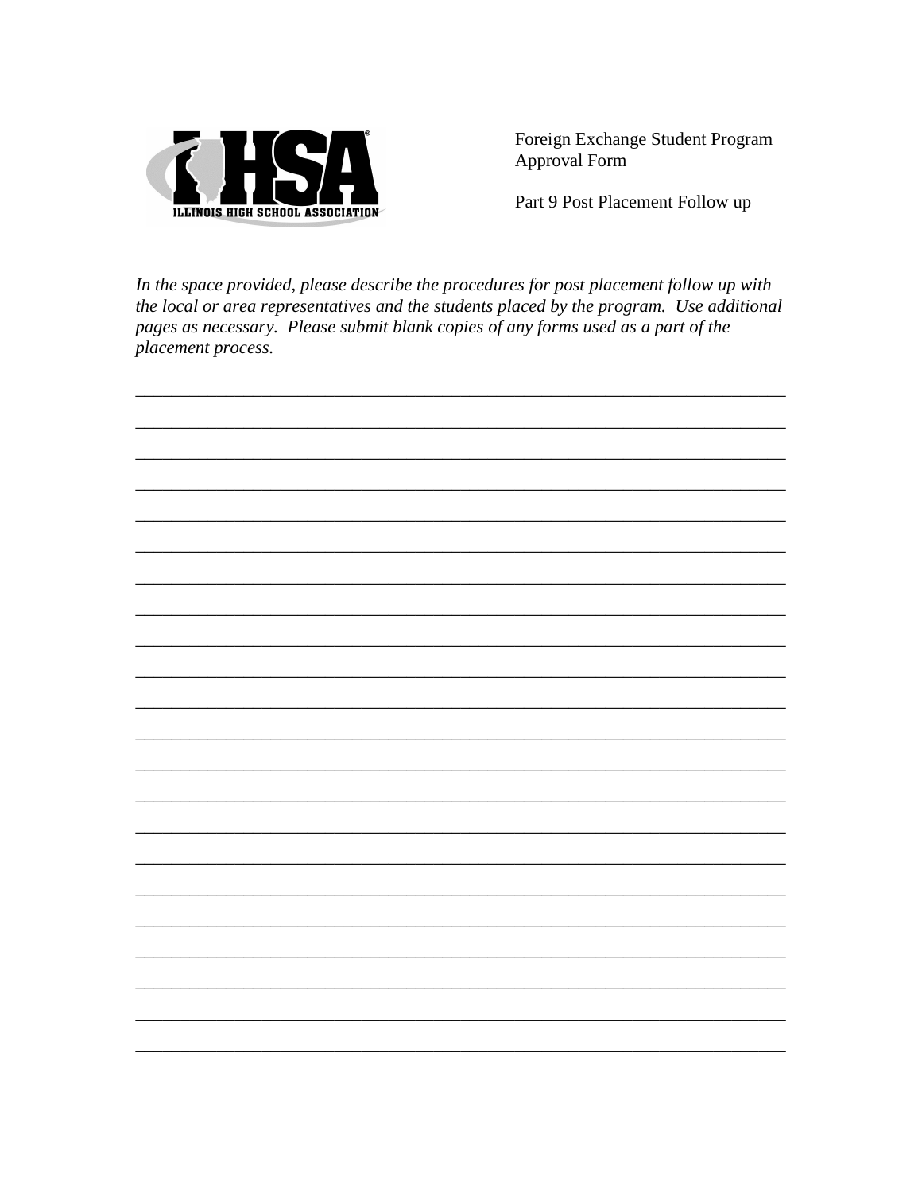ILLINOIS HIGH SCHOOL ASSOCIATION

Foreign Exchange Student Program
Approval Form

Part 9 Post Placement Follow up

*In the space provided, please describe the procedures for post placement follow up with the local or area representatives and the students placed by the program. Use additional pages as necessary. Please submit blank copies of any forms used as a part of the placement process.*

______________________________________________________________________

______________________________________________________________________

______________________________________________________________________

______________________________________________________________________

______________________________________________________________________

______________________________________________________________________

______________________________________________________________________

______________________________________________________________________

______________________________________________________________________

______________________________________________________________________

______________________________________________________________________

______________________________________________________________________

______________________________________________________________________

______________________________________________________________________

______________________________________________________________________

______________________________________________________________________

______________________________________________________________________

______________________________________________________________________

______________________________________________________________________

______________________________________________________________________

______________________________________________________________________

______________________________________________________________________